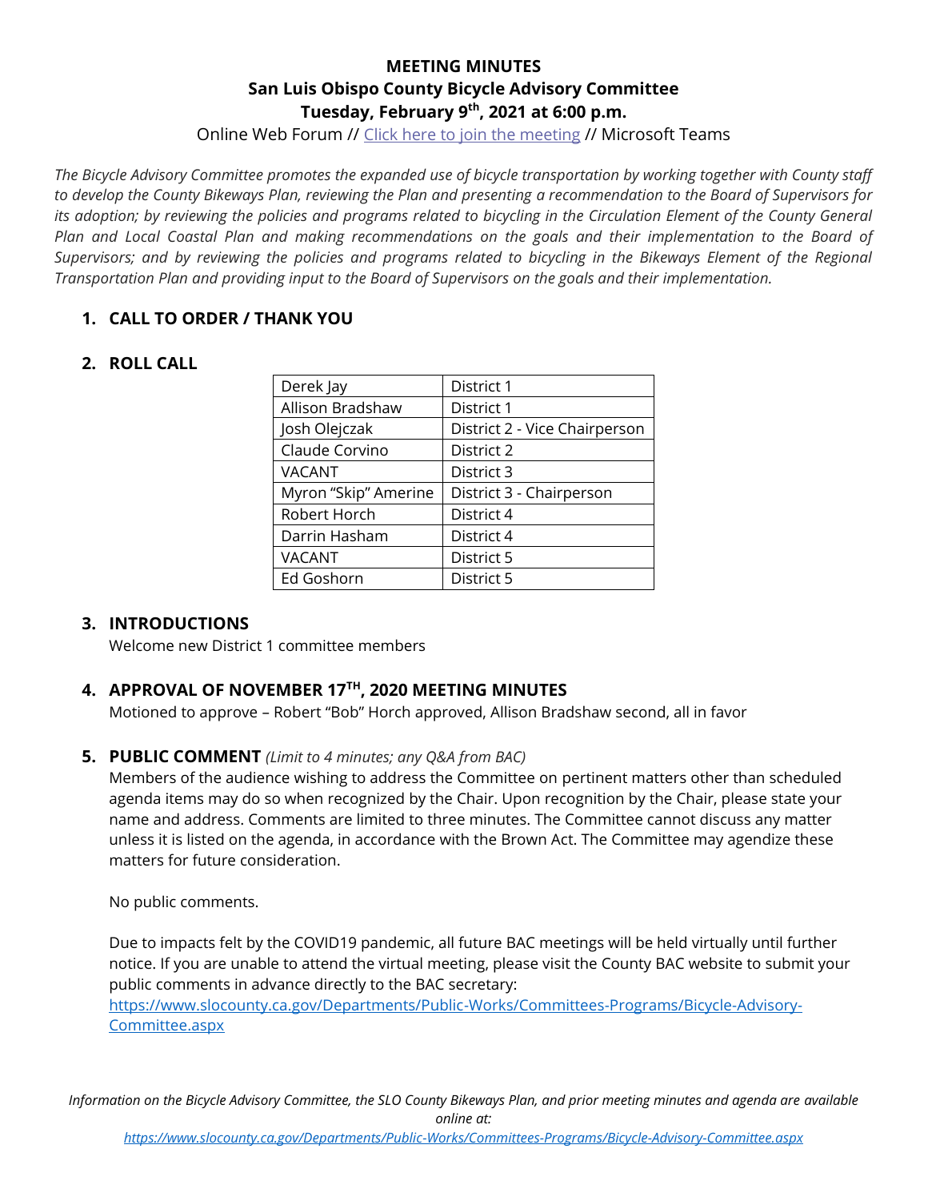# MEETING MINUTES

## San Luis Obispo County Bicycle Advisory Committee

## Tuesday, February 9th, 2021 at 6:00 p.m.

Online Web Forum // Click here to join the meeting // Microsoft Teams

*The Bicycle Advisory Committee promotes the expanded use of bicycle transportation by working together with County staff to develop the County Bikeways Plan, reviewing the Plan and presenting a recommendation to the Board of Supervisors for its adoption; by reviewing the policies and programs related to bicycling in the Circulation Element of the County General Plan and Local Coastal Plan and making recommendations on the goals and their implementation to the Board of Supervisors; and by reviewing the policies and programs related to bicycling in the Bikeways Element of the Regional Transportation Plan and providing input to the Board of Supervisors on the goals and their implementation.*

1. **CALL TO ORDER / THANK YOU**

2. **ROLL CALL**

| Derek Jay | District 1 |
|---|---|
| Allison Bradshaw | District 1 |
| Josh Olejczak | District 2 - Vice Chairperson |
| Claude Corvino | District 2 |
| VACANT | District 3 |
| Myron "Skip" Amerine | District 3 - Chairperson |
| Robert Horch | District 4 |
| Darrin Hasham | District 4 |
| VACANT | District 5 |
| Ed Goshorn | District 5 |

3. **INTRODUCTIONS**

   Welcome new District 1 committee members

4. **APPROVAL OF NOVEMBER 17TH, 2020 MEETING MINUTES**

   Motioned to approve – Robert "Bob" Horch approved, Allison Bradshaw second, all in favor

5. **PUBLIC COMMENT** *(Limit to 4 minutes; any Q&A from BAC)*

   Members of the audience wishing to address the Committee on pertinent matters other than scheduled agenda items may do so when recognized by the Chair. Upon recognition by the Chair, please state your name and address. Comments are limited to three minutes. The Committee cannot discuss any matter unless it is listed on the agenda, in accordance with the Brown Act. The Committee may agendize these matters for future consideration.

   No public comments.

   Due to impacts felt by the COVID19 pandemic, all future BAC meetings will be held virtually until further notice. If you are unable to attend the virtual meeting, please visit the County BAC website to submit your public comments in advance directly to the BAC secretary:
   https://www.slocounty.ca.gov/Departments/Public-Works/Committees-Programs/Bicycle-Advisory-Committee.aspx

*Information on the Bicycle Advisory Committee, the SLO County Bikeways Plan, and prior meeting minutes and agenda are available online at:*
*https://www.slocounty.ca.gov/Departments/Public-Works/Committees-Programs/Bicycle-Advisory-Committee.aspx*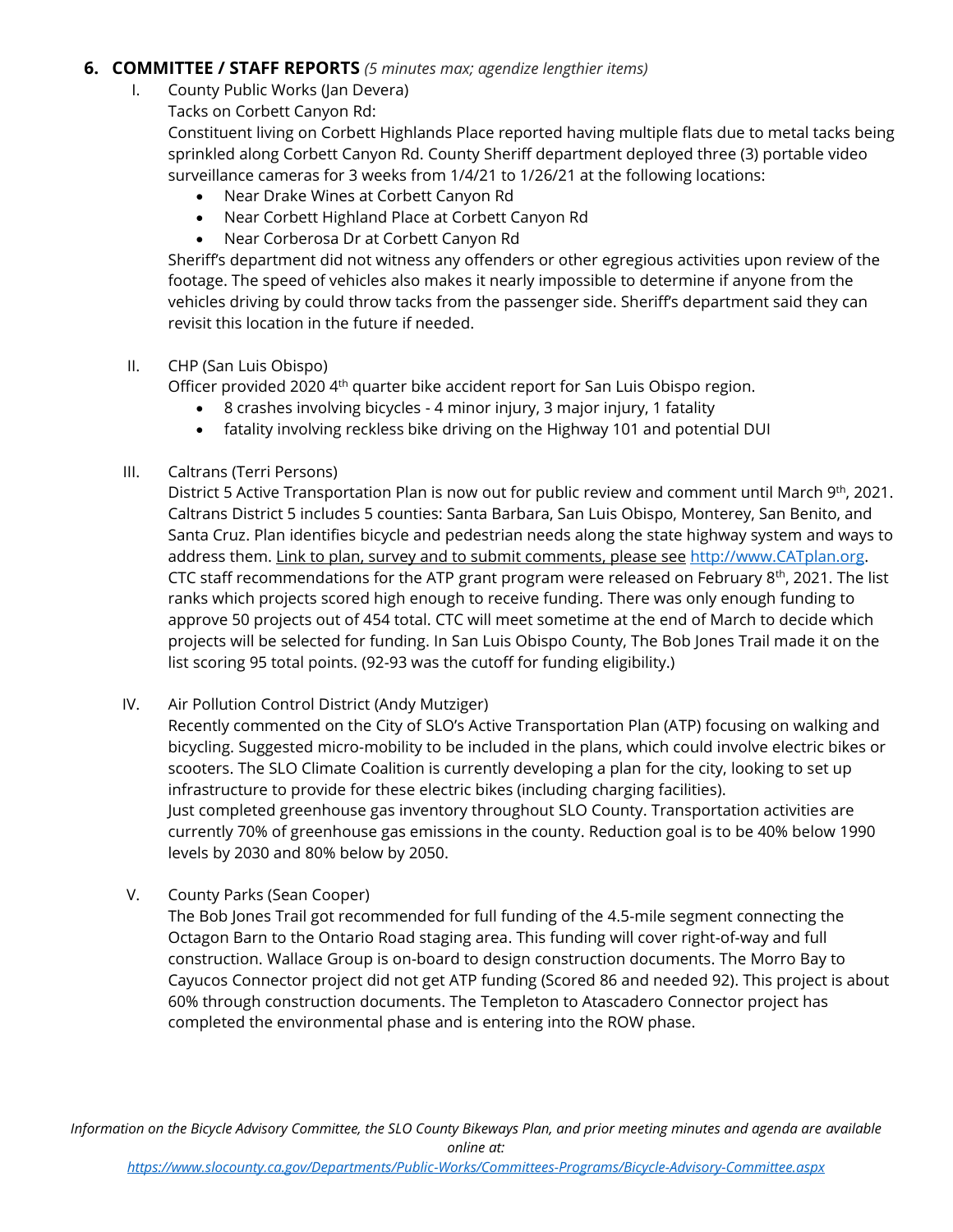## 6. COMMITTEE / STAFF REPORTS *(5 minutes max; agendize lengthier items)*

I. County Public Works (Jan Devera)

Tacks on Corbett Canyon Rd:

Constituent living on Corbett Highlands Place reported having multiple flats due to metal tacks being sprinkled along Corbett Canyon Rd. County Sheriff department deployed three (3) portable video surveillance cameras for 3 weeks from 1/4/21 to 1/26/21 at the following locations:

- Near Drake Wines at Corbett Canyon Rd
- Near Corbett Highland Place at Corbett Canyon Rd
- Near Corberosa Dr at Corbett Canyon Rd

Sheriff's department did not witness any offenders or other egregious activities upon review of the footage. The speed of vehicles also makes it nearly impossible to determine if anyone from the vehicles driving by could throw tacks from the passenger side. Sheriff's department said they can revisit this location in the future if needed.

II. CHP (San Luis Obispo)

Officer provided 2020 4th quarter bike accident report for San Luis Obispo region.

- 8 crashes involving bicycles - 4 minor injury, 3 major injury, 1 fatality
- fatality involving reckless bike driving on the Highway 101 and potential DUI

III. Caltrans (Terri Persons)

District 5 Active Transportation Plan is now out for public review and comment until March 9th, 2021. Caltrans District 5 includes 5 counties: Santa Barbara, San Luis Obispo, Monterey, San Benito, and Santa Cruz. Plan identifies bicycle and pedestrian needs along the state highway system and ways to address them. Link to plan, survey and to submit comments, please see http://www.CATplan.org.
CTC staff recommendations for the ATP grant program were released on February 8th, 2021. The list ranks which projects scored high enough to receive funding. There was only enough funding to approve 50 projects out of 454 total. CTC will meet sometime at the end of March to decide which projects will be selected for funding. In San Luis Obispo County, The Bob Jones Trail made it on the list scoring 95 total points. (92-93 was the cutoff for funding eligibility.)

IV. Air Pollution Control District (Andy Mutziger)

Recently commented on the City of SLO's Active Transportation Plan (ATP) focusing on walking and bicycling. Suggested micro-mobility to be included in the plans, which could involve electric bikes or scooters. The SLO Climate Coalition is currently developing a plan for the city, looking to set up infrastructure to provide for these electric bikes (including charging facilities).
Just completed greenhouse gas inventory throughout SLO County. Transportation activities are currently 70% of greenhouse gas emissions in the county. Reduction goal is to be 40% below 1990 levels by 2030 and 80% below by 2050.

V. County Parks (Sean Cooper)

The Bob Jones Trail got recommended for full funding of the 4.5-mile segment connecting the Octagon Barn to the Ontario Road staging area. This funding will cover right-of-way and full construction. Wallace Group is on-board to design construction documents. The Morro Bay to Cayucos Connector project did not get ATP funding (Scored 86 and needed 92). This project is about 60% through construction documents. The Templeton to Atascadero Connector project has completed the environmental phase and is entering into the ROW phase.

*Information on the Bicycle Advisory Committee, the SLO County Bikeways Plan, and prior meeting minutes and agenda are available online at: https://www.slocounty.ca.gov/Departments/Public-Works/Committees-Programs/Bicycle-Advisory-Committee.aspx*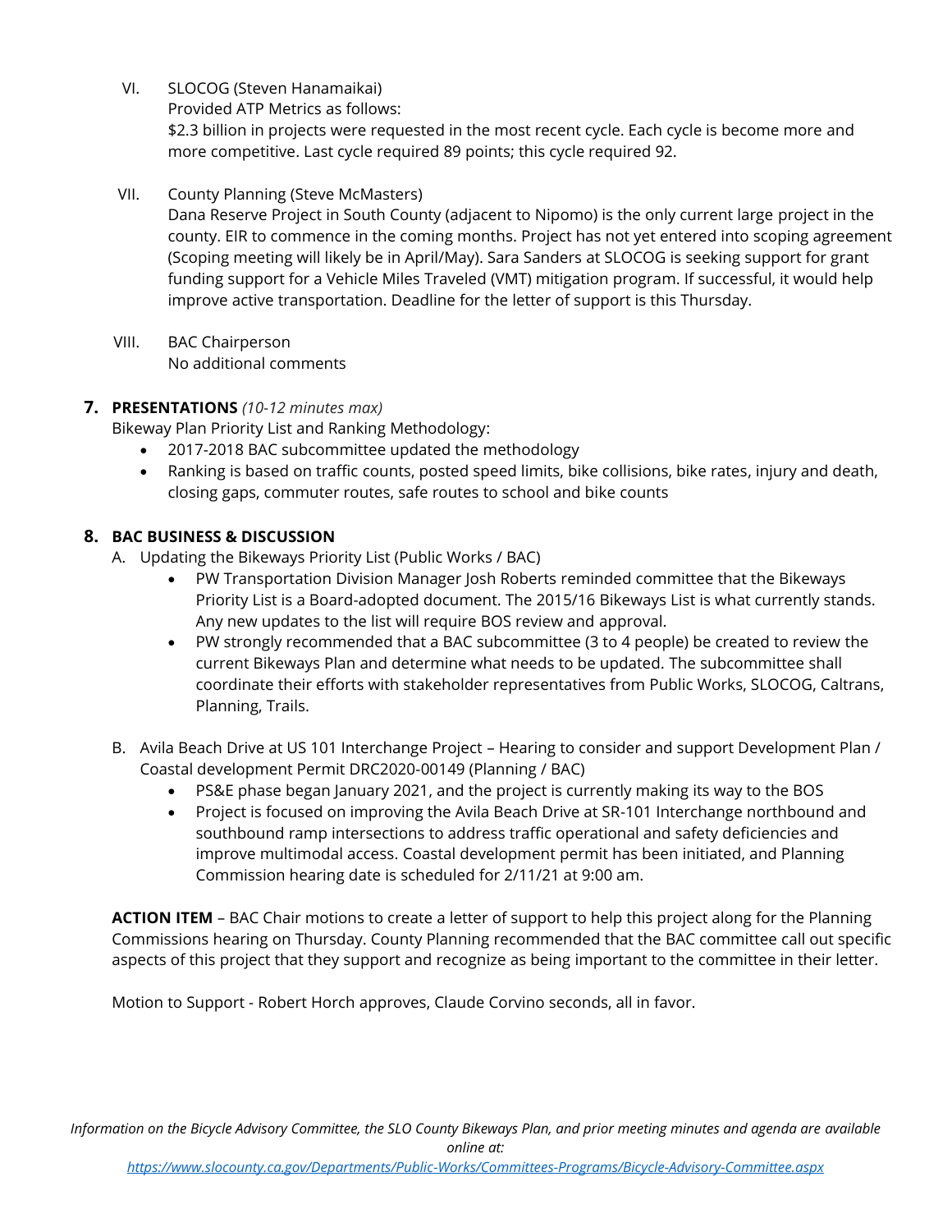VI. SLOCOG (Steven Hanamaikai)
   Provided ATP Metrics as follows:
   $2.3 billion in projects were requested in the most recent cycle. Each cycle is become more and more competitive. Last cycle required 89 points; this cycle required 92.

VII. County Planning (Steve McMasters)
   Dana Reserve Project in South County (adjacent to Nipomo) is the only current large project in the county. EIR to commence in the coming months. Project has not yet entered into scoping agreement (Scoping meeting will likely be in April/May). Sara Sanders at SLOCOG is seeking support for grant funding support for a Vehicle Miles Traveled (VMT) mitigation program. If successful, it would help improve active transportation. Deadline for the letter of support is this Thursday.

VIII. BAC Chairperson
   No additional comments

**7. PRESENTATIONS** *(10-12 minutes max)*

Bikeway Plan Priority List and Ranking Methodology:

- 2017-2018 BAC subcommittee updated the methodology
- Ranking is based on traffic counts, posted speed limits, bike collisions, bike rates, injury and death, closing gaps, commuter routes, safe routes to school and bike counts

**8. BAC BUSINESS & DISCUSSION**

A. Updating the Bikeways Priority List (Public Works / BAC)
   - PW Transportation Division Manager Josh Roberts reminded committee that the Bikeways Priority List is a Board-adopted document. The 2015/16 Bikeways List is what currently stands. Any new updates to the list will require BOS review and approval.
   - PW strongly recommended that a BAC subcommittee (3 to 4 people) be created to review the current Bikeways Plan and determine what needs to be updated. The subcommittee shall coordinate their efforts with stakeholder representatives from Public Works, SLOCOG, Caltrans, Planning, Trails.

B. Avila Beach Drive at US 101 Interchange Project – Hearing to consider and support Development Plan / Coastal development Permit DRC2020-00149 (Planning / BAC)
   - PS&E phase began January 2021, and the project is currently making its way to the BOS
   - Project is focused on improving the Avila Beach Drive at SR-101 Interchange northbound and southbound ramp intersections to address traffic operational and safety deficiencies and improve multimodal access. Coastal development permit has been initiated, and Planning Commission hearing date is scheduled for 2/11/21 at 9:00 am.

**ACTION ITEM** – BAC Chair motions to create a letter of support to help this project along for the Planning Commissions hearing on Thursday. County Planning recommended that the BAC committee call out specific aspects of this project that they support and recognize as being important to the committee in their letter.

Motion to Support - Robert Horch approves, Claude Corvino seconds, all in favor.

*Information on the Bicycle Advisory Committee, the SLO County Bikeways Plan, and prior meeting minutes and agenda are available online at:*
*https://www.slocounty.ca.gov/Departments/Public-Works/Committees-Programs/Bicycle-Advisory-Committee.aspx*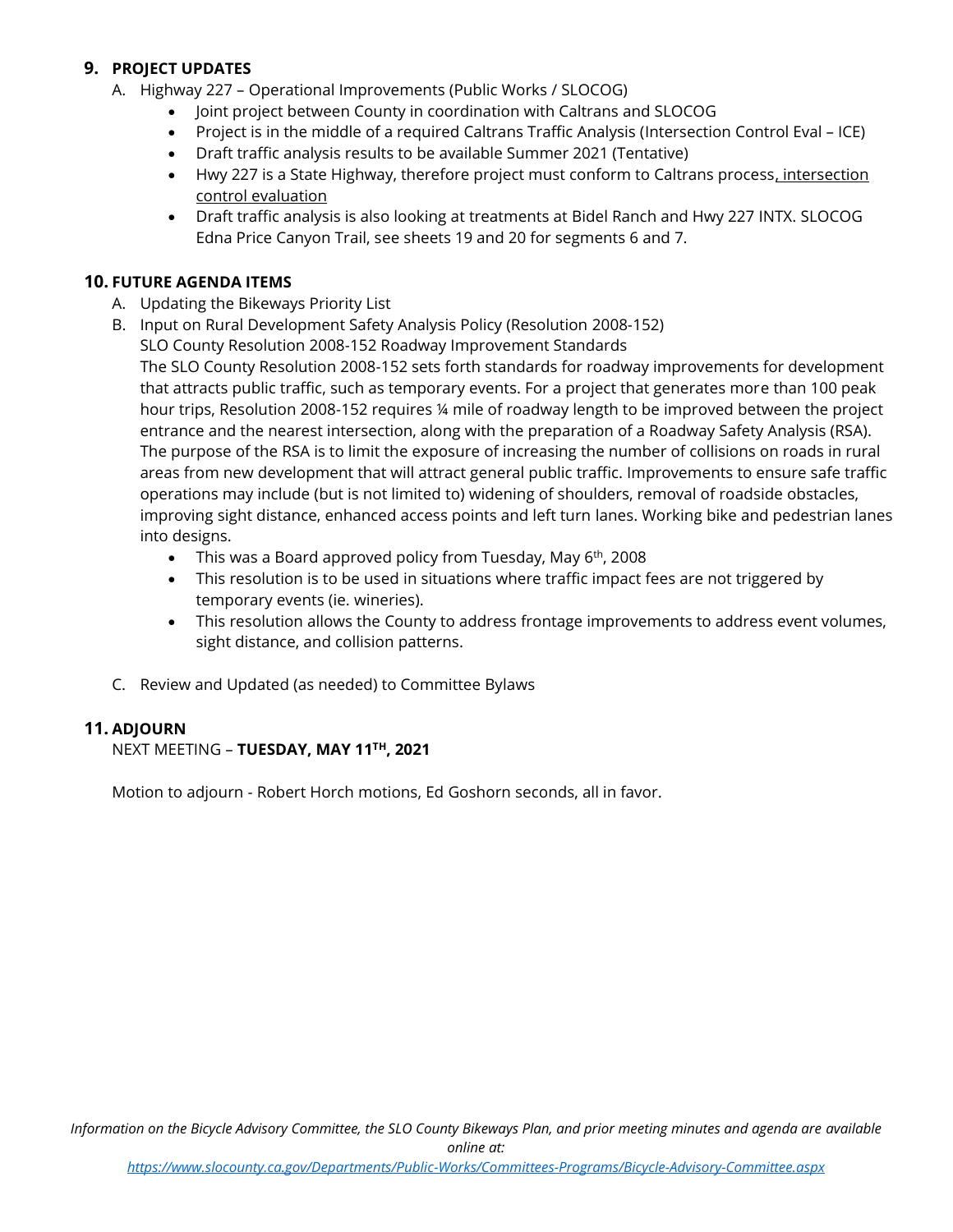## 9. PROJECT UPDATES

A. Highway 227 – Operational Improvements (Public Works / SLOCOG)
   - Joint project between County in coordination with Caltrans and SLOCOG
   - Project is in the middle of a required Caltrans Traffic Analysis (Intersection Control Eval – ICE)
   - Draft traffic analysis results to be available Summer 2021 (Tentative)
   - Hwy 227 is a State Highway, therefore project must conform to Caltrans process, intersection control evaluation
   - Draft traffic analysis is also looking at treatments at Bidel Ranch and Hwy 227 INTX. SLOCOG Edna Price Canyon Trail, see sheets 19 and 20 for segments 6 and 7.

## 10. FUTURE AGENDA ITEMS

A. Updating the Bikeways Priority List

B. Input on Rural Development Safety Analysis Policy (Resolution 2008-152)
SLO County Resolution 2008-152 Roadway Improvement Standards
The SLO County Resolution 2008-152 sets forth standards for roadway improvements for development that attracts public traffic, such as temporary events. For a project that generates more than 100 peak hour trips, Resolution 2008-152 requires ¼ mile of roadway length to be improved between the project entrance and the nearest intersection, along with the preparation of a Roadway Safety Analysis (RSA). The purpose of the RSA is to limit the exposure of increasing the number of collisions on roads in rural areas from new development that will attract general public traffic. Improvements to ensure safe traffic operations may include (but is not limited to) widening of shoulders, removal of roadside obstacles, improving sight distance, enhanced access points and left turn lanes. Working bike and pedestrian lanes into designs.
   - This was a Board approved policy from Tuesday, May 6th, 2008
   - This resolution is to be used in situations where traffic impact fees are not triggered by temporary events (ie. wineries).
   - This resolution allows the County to address frontage improvements to address event volumes, sight distance, and collision patterns.

C. Review and Updated (as needed) to Committee Bylaws

## 11. ADJOURN

NEXT MEETING – **TUESDAY, MAY 11TH, 2021**

Motion to adjourn - Robert Horch motions, Ed Goshorn seconds, all in favor.

*Information on the Bicycle Advisory Committee, the SLO County Bikeways Plan, and prior meeting minutes and agenda are available online at:*
*https://www.slocounty.ca.gov/Departments/Public-Works/Committees-Programs/Bicycle-Advisory-Committee.aspx*